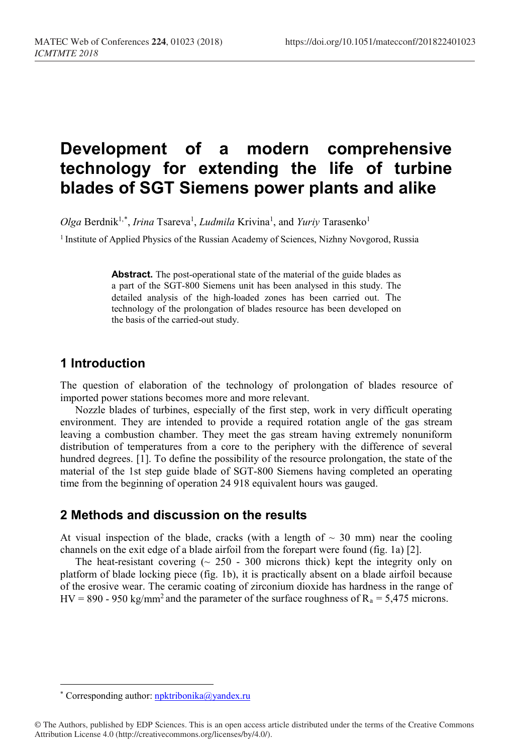# Development of a modern comprehensive technology for extending the life of turbine blades of SGT Siemens power plants and alike

*Olga* Berdnik[1,*], *Irina* Tsareva[1], *Ludmila* Krivina[1], and *Yuriy* Tarasenko[1]

[1] Institute of Applied Physics of the Russian Academy of Sciences, Nizhny Novgorod, Russia

**Abstract.** The post-operational state of the material of the guide blades as a part of the SGT-800 Siemens unit has been analysed in this study. The detailed analysis of the high-loaded zones has been carried out. The technology of the prolongation of blades resource has been developed on the basis of the carried-out study.

## 1 Introduction

The question of elaboration of the technology of prolongation of blades resource of imported power stations becomes more and more relevant.

Nozzle blades of turbines, especially of the first step, work in very difficult operating environment. They are intended to provide a required rotation angle of the gas stream leaving a combustion chamber. They meet the gas stream having extremely nonuniform distribution of temperatures from a core to the periphery with the difference of several hundred degrees. [1]. To define the possibility of the resource prolongation, the state of the material of the 1st step guide blade of SGT-800 Siemens having completed an operating time from the beginning of operation 24 918 equivalent hours was gauged.

## 2 Methods and discussion on the results

At visual inspection of the blade, cracks (with a length of ~ 30 mm) near the cooling channels on the exit edge of a blade airfoil from the forepart were found (fig. 1a) [2].

The heat-resistant covering (~ 250 - 300 microns thick) kept the integrity only on platform of blade locking piece (fig. 1b), it is practically absent on a blade airfoil because of the erosive wear. The ceramic coating of zirconium dioxide has hardness in the range of HV = 890 - 950 kg/mm$^2$ and the parameter of the surface roughness of $R_a$ = 5,475 microns.

* Corresponding author: npktribonika@yandex.ru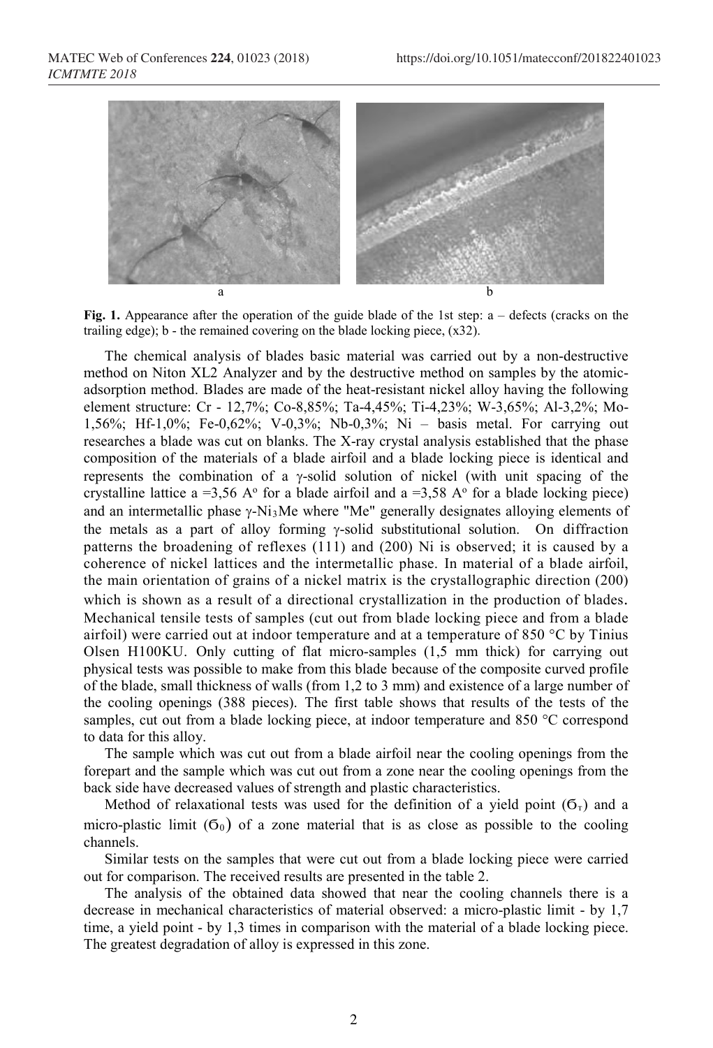Fig. 1. Appearance after the operation of the guide blade of the 1st step: a – defects (cracks on the trailing edge); b - the remained covering on the blade locking piece, (x32).

The chemical analysis of blades basic material was carried out by a non-destructive method on Niton XL2 Analyzer and by the destructive method on samples by the atomic-adsorption method. Blades are made of the heat-resistant nickel alloy having the following element structure: Cr - 12,7%; Co-8,85%; Ta-4,45%; Ti-4,23%; W-3,65%; Al-3,2%; Mo-1,56%; Hf-1,0%; Fe-0,62%; V-0,3%; Nb-0,3%; Ni – basis metal. For carrying out researches a blade was cut on blanks. The X-ray crystal analysis established that the phase composition of the materials of a blade airfoil and a blade locking piece is identical and represents the combination of a γ-solid solution of nickel (with unit spacing of the crystalline lattice a =3,56 A° for a blade airfoil and a =3,58 A° for a blade locking piece) and an intermetallic phase γ-$Ni_3Me$ where "Me" generally designates alloying elements of the metals as a part of alloy forming γ-solid substitutional solution. On diffraction patterns the broadening of reflexes (111) and (200) Ni is observed; it is caused by a coherence of nickel lattices and the intermetallic phase. In material of a blade airfoil, the main orientation of grains of a nickel matrix is the crystallographic direction (200) which is shown as a result of a directional crystallization in the production of blades. Mechanical tensile tests of samples (cut out from blade locking piece and from a blade airfoil) were carried out at indoor temperature and at a temperature of 850 °C by Tinius Olsen H100KU. Only cutting of flat micro-samples (1,5 mm thick) for carrying out physical tests was possible to make from this blade because of the composite curved profile of the blade, small thickness of walls (from 1,2 to 3 mm) and existence of a large number of the cooling openings (388 pieces). The first table shows that results of the tests of the samples, cut out from a blade locking piece, at indoor temperature and 850 °C correspond to data for this alloy.

The sample which was cut out from a blade airfoil near the cooling openings from the forepart and the sample which was cut out from a zone near the cooling openings from the back side have decreased values of strength and plastic characteristics.

Method of relaxational tests was used for the definition of a yield point ($\sigma_т$) and a micro-plastic limit ($\sigma_0$) of a zone material that is as close as possible to the cooling channels.

Similar tests on the samples that were cut out from a blade locking piece were carried out for comparison. The received results are presented in the table 2.

The analysis of the obtained data showed that near the cooling channels there is a decrease in mechanical characteristics of material observed: a micro-plastic limit - by 1,7 time, a yield point - by 1,3 times in comparison with the material of a blade locking piece. The greatest degradation of alloy is expressed in this zone.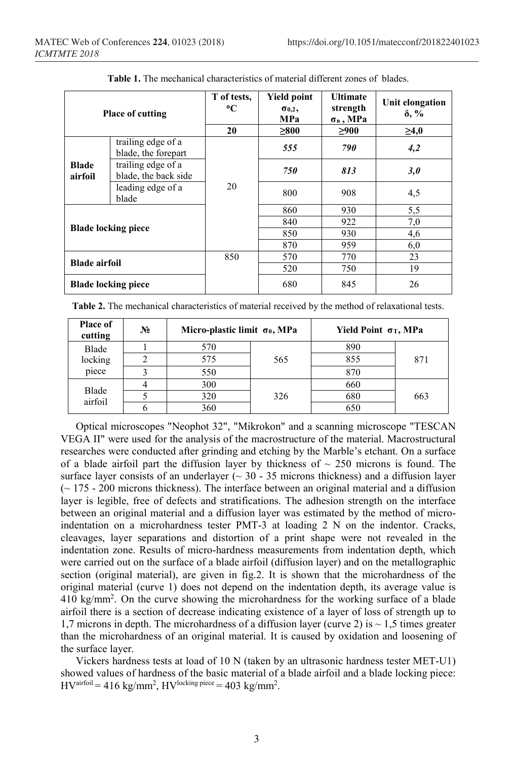**Table 1.** The mechanical characteristics of material different zones of blades.

| Place of cutting | | T of tests, °C | Yield point $\sigma_{0,2}$, MPa | Ultimate strength $\sigma_{в}$, MPa | Unit elongation δ, % |
|---|---|---|---|---|---|
| | | 20 | ≥800 | ≥900 | ≥4,0 |
| **Blade airfoil** | trailing edge of a blade, the forepart | 20 | ***555*** | ***790*** | ***4,2*** |
| | trailing edge of a blade, the back side | | ***750*** | ***813*** | ***3,0*** |
| | leading edge of a blade | | 800 | 908 | 4,5 |
| **Blade locking piece** | | | 860 | 930 | 5,5 |
| | | | 840 | 922 | 7,0 |
| | | | 850 | 930 | 4,6 |
| | | | 870 | 959 | 6,0 |
| **Blade airfoil** | | 850 | 570 | 770 | 23 |
| | | | 520 | 750 | 19 |
| **Blade locking piece** | | | 680 | 845 | 26 |

**Table 2.** The mechanical characteristics of material received by the method of relaxational tests.

| Place of cutting | № | Micro-plastic limit $\sigma_0$, MPa | | Yield Point $\sigma_T$, MPa | |
|---|---|---|---|---|---|
| Blade locking piece | 1 | 570 | 565 | 890 | 871 |
| | 2 | 575 | | 855 | |
| | 3 | 550 | | 870 | |
| Blade airfoil | 4 | 300 | 326 | 660 | 663 |
| | 5 | 320 | | 680 | |
| | 6 | 360 | | 650 | |

Optical microscopes "Neophot 32", "Mikrokon" and a scanning microscope "TESCAN VEGA II" were used for the analysis of the macrostructure of the material. Macrostructural researches were conducted after grinding and etching by the Marble's etchant. On a surface of a blade airfoil part the diffusion layer by thickness of ~ 250 microns is found. The surface layer consists of an underlayer (~ 30 - 35 microns thickness) and a diffusion layer (~ 175 - 200 microns thickness). The interface between an original material and a diffusion layer is legible, free of defects and stratifications. The adhesion strength on the interface between an original material and a diffusion layer was estimated by the method of micro-indentation on a microhardness tester PMT-3 at loading 2 N on the indentor. Cracks, cleavages, layer separations and distortion of a print shape were not revealed in the indentation zone. Results of micro-hardness measurements from indentation depth, which were carried out on the surface of a blade airfoil (diffusion layer) and on the metallographic section (original material), are given in fig.2. It is shown that the microhardness of the original material (curve 1) does not depend on the indentation depth, its average value is 410 kg/mm$^2$. On the curve showing the microhardness for the working surface of a blade airfoil there is a section of decrease indicating existence of a layer of loss of strength up to 1,7 microns in depth. The microhardness of a diffusion layer (curve 2) is ~ 1,5 times greater than the microhardness of an original material. It is caused by oxidation and loosening of the surface layer.

Vickers hardness tests at load of 10 N (taken by an ultrasonic hardness tester MET-U1) showed values of hardness of the basic material of a blade airfoil and a blade locking piece: $HV^{airfoil} = 416$ kg/mm$^2$, $HV^{locking\ piece} = 403$ kg/mm$^2$.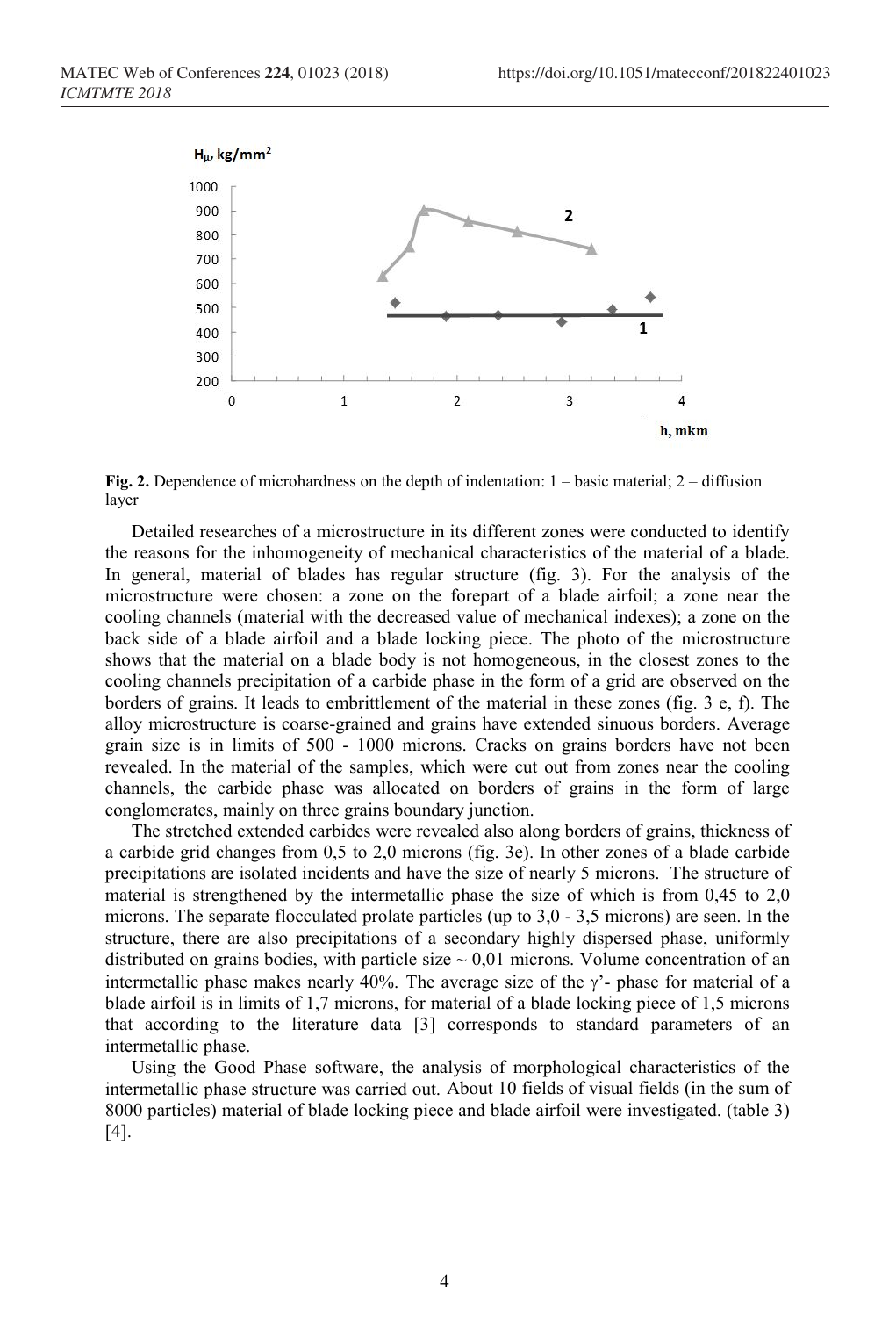**Fig. 2.** Dependence of microhardness on the depth of indentation: 1 – basic material; 2 – diffusion layer

Detailed researches of a microstructure in its different zones were conducted to identify the reasons for the inhomogeneity of mechanical characteristics of the material of a blade. In general, material of blades has regular structure (fig. 3). For the analysis of the microstructure were chosen: a zone on the forepart of a blade airfoil; a zone near the cooling channels (material with the decreased value of mechanical indexes); a zone on the back side of a blade airfoil and a blade locking piece. The photo of the microstructure shows that the material on a blade body is not homogeneous, in the closest zones to the cooling channels precipitation of a carbide phase in the form of a grid are observed on the borders of grains. It leads to embrittlement of the material in these zones (fig. 3 e, f). The alloy microstructure is coarse-grained and grains have extended sinuous borders. Average grain size is in limits of 500 - 1000 microns. Cracks on grains borders have not been revealed. In the material of the samples, which were cut out from zones near the cooling channels, the carbide phase was allocated on borders of grains in the form of large conglomerates, mainly on three grains boundary junction.

The stretched extended carbides were revealed also along borders of grains, thickness of a carbide grid changes from 0,5 to 2,0 microns (fig. 3e). In other zones of a blade carbide precipitations are isolated incidents and have the size of nearly 5 microns. The structure of material is strengthened by the intermetallic phase the size of which is from 0,45 to 2,0 microns. The separate flocculated prolate particles (up to 3,0 - 3,5 microns) are seen. In the structure, there are also precipitations of a secondary highly dispersed phase, uniformly distributed on grains bodies, with particle size ~ 0,01 microns. Volume concentration of an intermetallic phase makes nearly 40%. The average size of the γ'- phase for material of a blade airfoil is in limits of 1,7 microns, for material of a blade locking piece of 1,5 microns that according to the literature data [3] corresponds to standard parameters of an intermetallic phase.

Using the Good Phase software, the analysis of morphological characteristics of the intermetallic phase structure was carried out. About 10 fields of visual fields (in the sum of 8000 particles) material of blade locking piece and blade airfoil were investigated. (table 3) [4].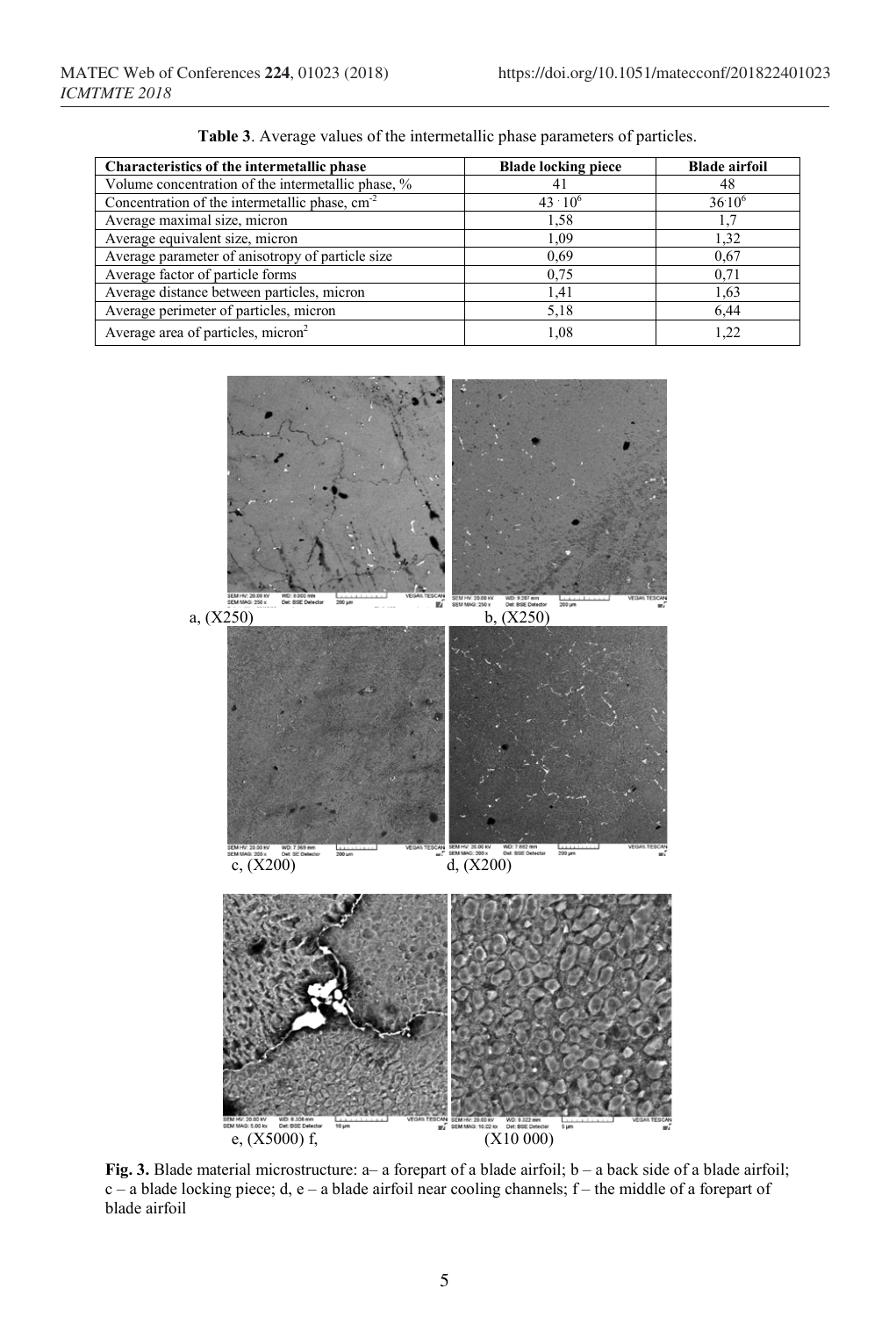**Table 3**. Average values of the intermetallic phase parameters of particles.

| Characteristics of the intermetallic phase | Blade locking piece | Blade airfoil |
|---|---|---|
| Volume concentration of the intermetallic phase, % | 41 | 48 |
| Concentration of the intermetallic phase, $cm^{-2}$ | $43 \cdot 10^6$ | $36 \cdot 10^6$ |
| Average maximal size, micron | 1,58 | 1,7 |
| Average equivalent size, micron | 1,09 | 1,32 |
| Average parameter of anisotropy of particle size | 0,69 | 0,67 |
| Average factor of particle forms | 0,75 | 0,71 |
| Average distance between particles, micron | 1,41 | 1,63 |
| Average perimeter of particles, micron | 5,18 | 6,44 |
| Average area of particles, $micron^2$ | 1,08 | 1,22 |

a, (X250) b, (X250)

c, (X200) d, (X200)

e, (X5000) f, (X10 000)

**Fig. 3.** Blade material microstructure: a– a forepart of a blade airfoil; b – a back side of a blade airfoil; c – a blade locking piece; d, e – a blade airfoil near cooling channels; f – the middle of a forepart of blade airfoil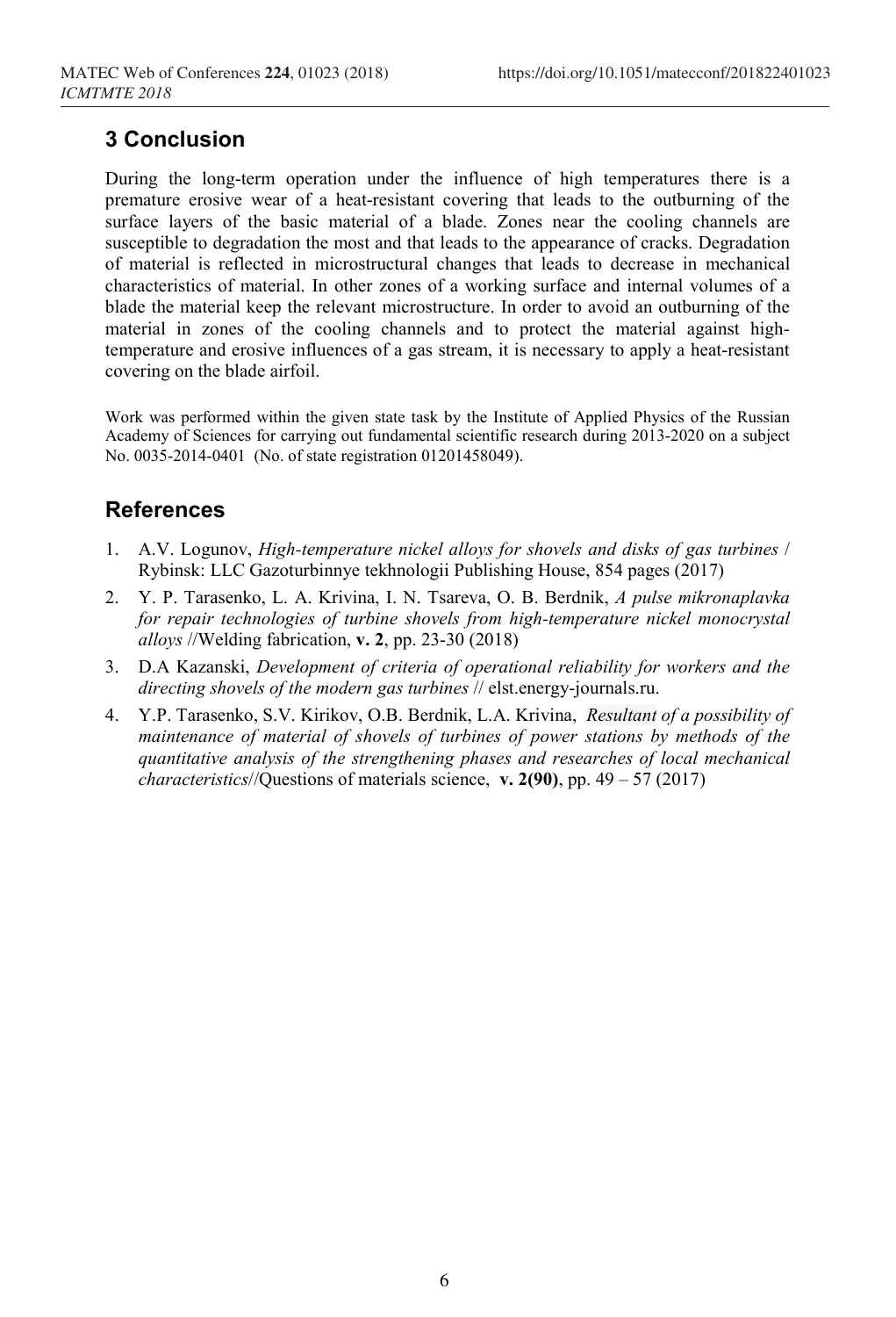## 3 Conclusion

During the long-term operation under the influence of high temperatures there is a premature erosive wear of a heat-resistant covering that leads to the outburning of the surface layers of the basic material of a blade. Zones near the cooling channels are susceptible to degradation the most and that leads to the appearance of cracks. Degradation of material is reflected in microstructural changes that leads to decrease in mechanical characteristics of material. In other zones of a working surface and internal volumes of a blade the material keep the relevant microstructure. In order to avoid an outburning of the material in zones of the cooling channels and to protect the material against high-temperature and erosive influences of a gas stream, it is necessary to apply a heat-resistant covering on the blade airfoil.

Work was performed within the given state task by the Institute of Applied Physics of the Russian Academy of Sciences for carrying out fundamental scientific research during 2013-2020 on a subject No. 0035-2014-0401 (No. of state registration 01201458049).

## References

1. A.V. Logunov, *High-temperature nickel alloys for shovels and disks of gas turbines* / Rybinsk: LLC Gazoturbinnye tekhnologii Publishing House, 854 pages (2017)
2. Y. P. Tarasenko, L. A. Krivina, I. N. Tsareva, O. B. Berdnik, *A pulse mikronaplavka for repair technologies of turbine shovels from high-temperature nickel monocrystal alloys* //Welding fabrication, **v. 2**, pp. 23-30 (2018)
3. D.A Kazanski, *Development of criteria of operational reliability for workers and the directing shovels of the modern gas turbines* // elst.energy-journals.ru.
4. Y.P. Tarasenko, S.V. Kirikov, O.B. Berdnik, L.A. Krivina, *Resultant of a possibility of maintenance of material of shovels of turbines of power stations by methods of the quantitative analysis of the strengthening phases and researches of local mechanical characteristics*//Questions of materials science, **v. 2(90)**, pp. 49 – 57 (2017)